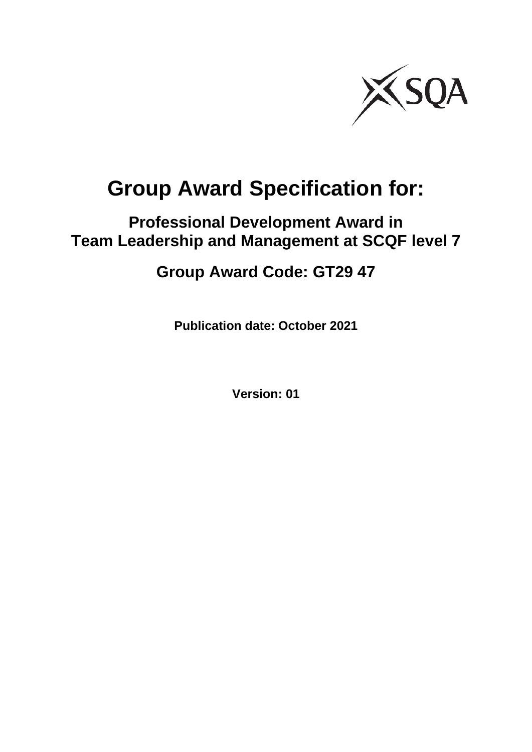# Group Award Specification for:

## Professional Development Award in Team Leadership and Management at SCQF level 7

## Group Award Code: GT29 47

**Publication date: October 2021**

**Version: 01**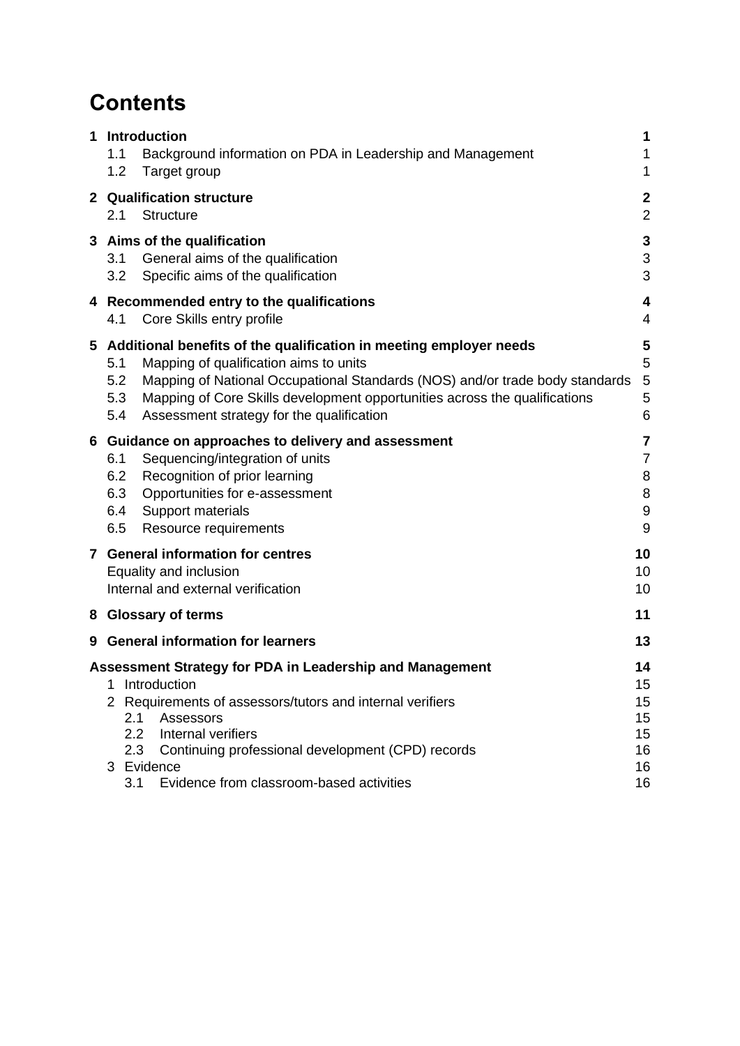# Contents

| | | |
|---|---|---|
| **1** | **Introduction** | **1** |
| 1.1 | Background information on PDA in Leadership and Management | 1 |
| 1.2 | Target group | 1 |
| **2** | **Qualification structure** | **2** |
| 2.1 | Structure | 2 |
| **3** | **Aims of the qualification** | **3** |
| 3.1 | General aims of the qualification | 3 |
| 3.2 | Specific aims of the qualification | 3 |
| **4** | **Recommended entry to the qualifications** | **4** |
| 4.1 | Core Skills entry profile | 4 |
| **5** | **Additional benefits of the qualification in meeting employer needs** | **5** |
| 5.1 | Mapping of qualification aims to units | 5 |
| 5.2 | Mapping of National Occupational Standards (NOS) and/or trade body standards | 5 |
| 5.3 | Mapping of Core Skills development opportunities across the qualifications | 5 |
| 5.4 | Assessment strategy for the qualification | 6 |
| **6** | **Guidance on approaches to delivery and assessment** | **7** |
| 6.1 | Sequencing/integration of units | 7 |
| 6.2 | Recognition of prior learning | 8 |
| 6.3 | Opportunities for e-assessment | 8 |
| 6.4 | Support materials | 9 |
| 6.5 | Resource requirements | 9 |
| **7** | **General information for centres** | **10** |
| | Equality and inclusion | 10 |
| | Internal and external verification | 10 |
| **8** | **Glossary of terms** | **11** |
| **9** | **General information for learners** | **13** |
| | **Assessment Strategy for PDA in Leadership and Management** | **14** |
| 1 | Introduction | 15 |
| 2 | Requirements of assessors/tutors and internal verifiers | 15 |
| 2.1 | Assessors | 15 |
| 2.2 | Internal verifiers | 15 |
| 2.3 | Continuing professional development (CPD) records | 16 |
| 3 | Evidence | 16 |
| 3.1 | Evidence from classroom-based activities | 16 |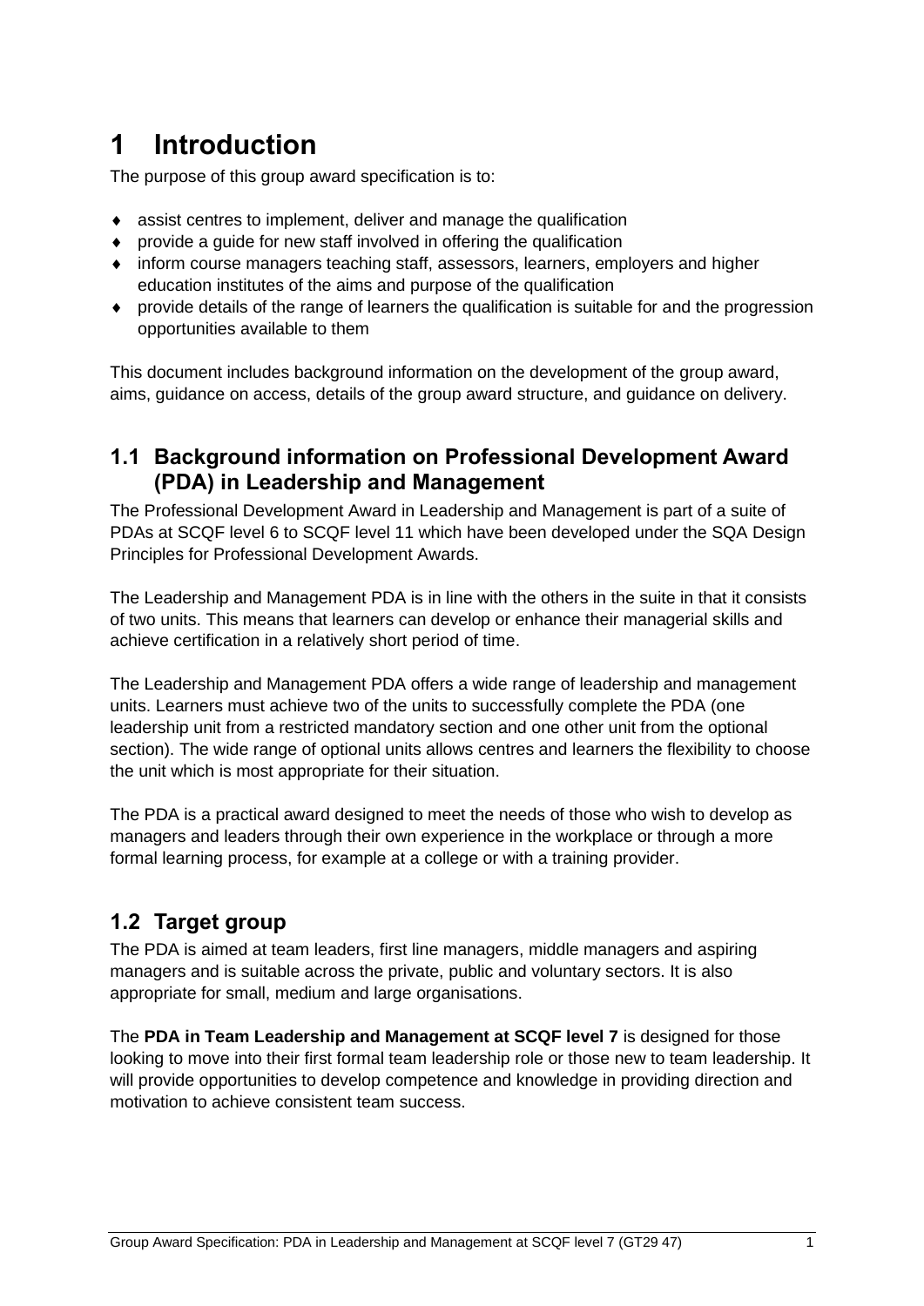# 1 Introduction

The purpose of this group award specification is to:

- assist centres to implement, deliver and manage the qualification
- provide a guide for new staff involved in offering the qualification
- inform course managers teaching staff, assessors, learners, employers and higher education institutes of the aims and purpose of the qualification
- provide details of the range of learners the qualification is suitable for and the progression opportunities available to them

This document includes background information on the development of the group award, aims, guidance on access, details of the group award structure, and guidance on delivery.

## 1.1 Background information on Professional Development Award (PDA) in Leadership and Management

The Professional Development Award in Leadership and Management is part of a suite of PDAs at SCQF level 6 to SCQF level 11 which have been developed under the SQA Design Principles for Professional Development Awards.

The Leadership and Management PDA is in line with the others in the suite in that it consists of two units. This means that learners can develop or enhance their managerial skills and achieve certification in a relatively short period of time.

The Leadership and Management PDA offers a wide range of leadership and management units. Learners must achieve two of the units to successfully complete the PDA (one leadership unit from a restricted mandatory section and one other unit from the optional section). The wide range of optional units allows centres and learners the flexibility to choose the unit which is most appropriate for their situation.

The PDA is a practical award designed to meet the needs of those who wish to develop as managers and leaders through their own experience in the workplace or through a more formal learning process, for example at a college or with a training provider.

## 1.2 Target group

The PDA is aimed at team leaders, first line managers, middle managers and aspiring managers and is suitable across the private, public and voluntary sectors. It is also appropriate for small, medium and large organisations.

The **PDA in Team Leadership and Management at SCQF level 7** is designed for those looking to move into their first formal team leadership role or those new to team leadership. It will provide opportunities to develop competence and knowledge in providing direction and motivation to achieve consistent team success.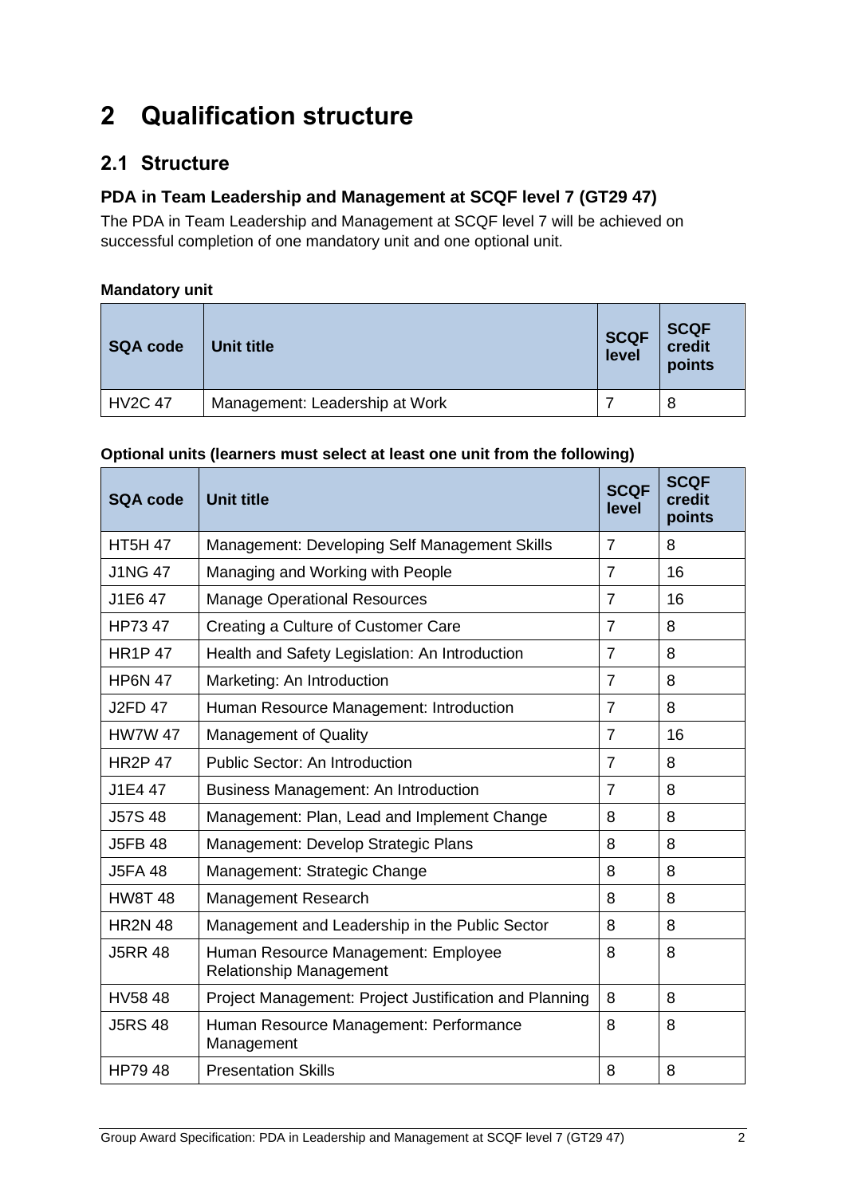# 2 Qualification structure

## 2.1 Structure

### PDA in Team Leadership and Management at SCQF level 7 (GT29 47)

The PDA in Team Leadership and Management at SCQF level 7 will be achieved on successful completion of one mandatory unit and one optional unit.

**Mandatory unit**

| SQA code | Unit title | SCQF level | SCQF credit points |
|---|---|---|---|
| HV2C 47 | Management: Leadership at Work | 7 | 8 |

**Optional units (learners must select at least one unit from the following)**

| SQA code | Unit title | SCQF level | SCQF credit points |
|---|---|---|---|
| HT5H 47 | Management: Developing Self Management Skills | 7 | 8 |
| J1NG 47 | Managing and Working with People | 7 | 16 |
| J1E6 47 | Manage Operational Resources | 7 | 16 |
| HP73 47 | Creating a Culture of Customer Care | 7 | 8 |
| HR1P 47 | Health and Safety Legislation: An Introduction | 7 | 8 |
| HP6N 47 | Marketing: An Introduction | 7 | 8 |
| J2FD 47 | Human Resource Management: Introduction | 7 | 8 |
| HW7W 47 | Management of Quality | 7 | 16 |
| HR2P 47 | Public Sector: An Introduction | 7 | 8 |
| J1E4 47 | Business Management: An Introduction | 7 | 8 |
| J57S 48 | Management: Plan, Lead and Implement Change | 8 | 8 |
| J5FB 48 | Management: Develop Strategic Plans | 8 | 8 |
| J5FA 48 | Management: Strategic Change | 8 | 8 |
| HW8T 48 | Management Research | 8 | 8 |
| HR2N 48 | Management and Leadership in the Public Sector | 8 | 8 |
| J5RR 48 | Human Resource Management: Employee Relationship Management | 8 | 8 |
| HV58 48 | Project Management: Project Justification and Planning | 8 | 8 |
| J5RS 48 | Human Resource Management: Performance Management | 8 | 8 |
| HP79 48 | Presentation Skills | 8 | 8 |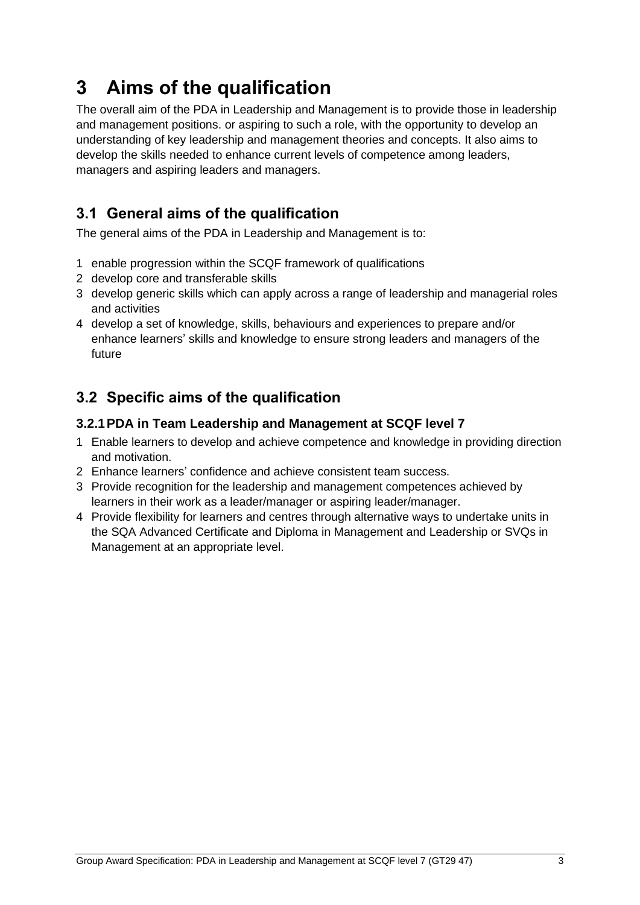# 3 Aims of the qualification

The overall aim of the PDA in Leadership and Management is to provide those in leadership and management positions. or aspiring to such a role, with the opportunity to develop an understanding of key leadership and management theories and concepts. It also aims to develop the skills needed to enhance current levels of competence among leaders, managers and aspiring leaders and managers.

## 3.1 General aims of the qualification

The general aims of the PDA in Leadership and Management is to:

1. enable progression within the SCQF framework of qualifications
2. develop core and transferable skills
3. develop generic skills which can apply across a range of leadership and managerial roles and activities
4. develop a set of knowledge, skills, behaviours and experiences to prepare and/or enhance learners' skills and knowledge to ensure strong leaders and managers of the future

## 3.2 Specific aims of the qualification

### 3.2.1 PDA in Team Leadership and Management at SCQF level 7

1. Enable learners to develop and achieve competence and knowledge in providing direction and motivation.
2. Enhance learners' confidence and achieve consistent team success.
3. Provide recognition for the leadership and management competences achieved by learners in their work as a leader/manager or aspiring leader/manager.
4. Provide flexibility for learners and centres through alternative ways to undertake units in the SQA Advanced Certificate and Diploma in Management and Leadership or SVQs in Management at an appropriate level.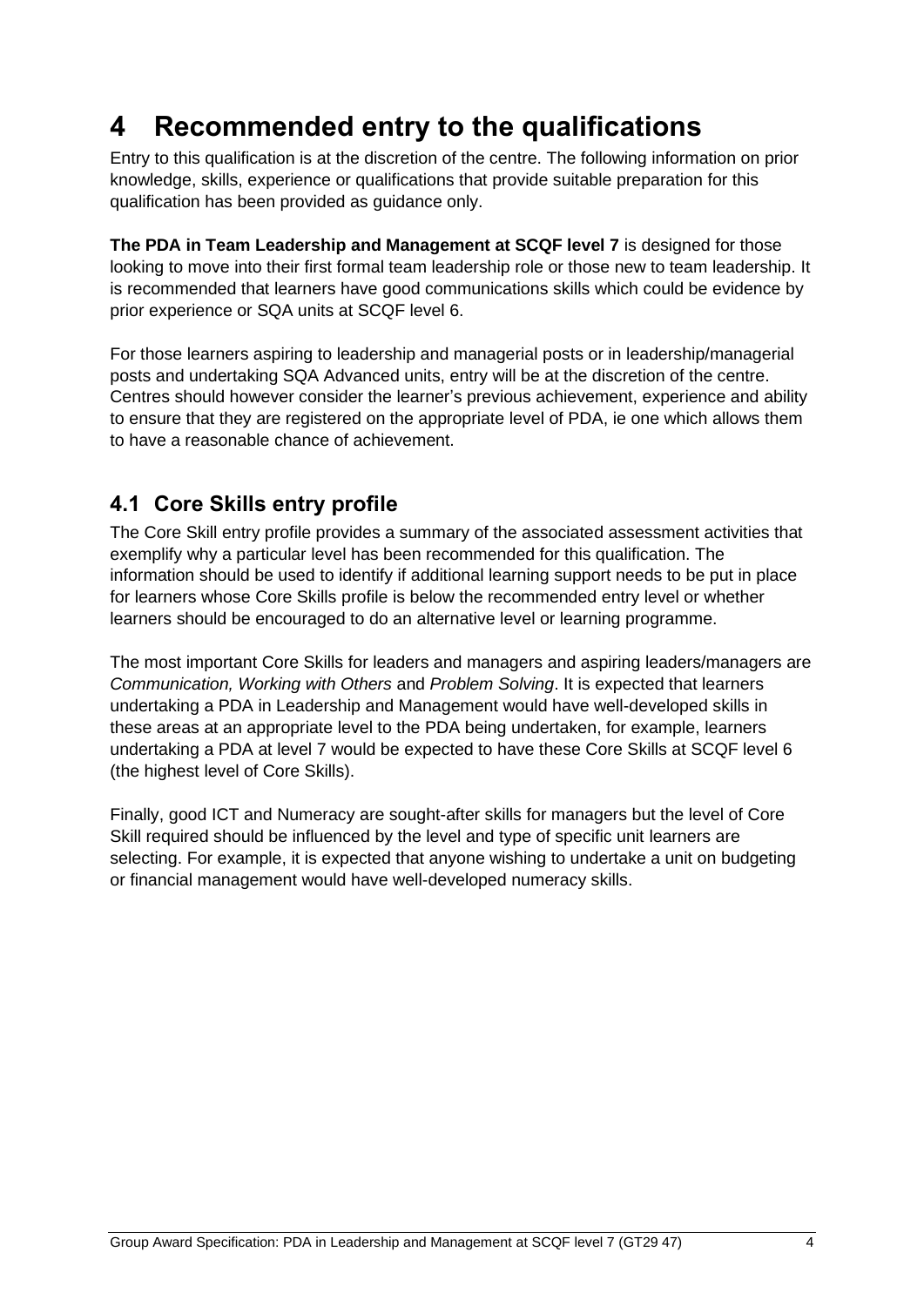# 4 Recommended entry to the qualifications

Entry to this qualification is at the discretion of the centre. The following information on prior knowledge, skills, experience or qualifications that provide suitable preparation for this qualification has been provided as guidance only.

**The PDA in Team Leadership and Management at SCQF level 7** is designed for those looking to move into their first formal team leadership role or those new to team leadership. It is recommended that learners have good communications skills which could be evidence by prior experience or SQA units at SCQF level 6.

For those learners aspiring to leadership and managerial posts or in leadership/managerial posts and undertaking SQA Advanced units, entry will be at the discretion of the centre. Centres should however consider the learner's previous achievement, experience and ability to ensure that they are registered on the appropriate level of PDA, ie one which allows them to have a reasonable chance of achievement.

## 4.1 Core Skills entry profile

The Core Skill entry profile provides a summary of the associated assessment activities that exemplify why a particular level has been recommended for this qualification. The information should be used to identify if additional learning support needs to be put in place for learners whose Core Skills profile is below the recommended entry level or whether learners should be encouraged to do an alternative level or learning programme.

The most important Core Skills for leaders and managers and aspiring leaders/managers are *Communication, Working with Others* and *Problem Solving*. It is expected that learners undertaking a PDA in Leadership and Management would have well-developed skills in these areas at an appropriate level to the PDA being undertaken, for example, learners undertaking a PDA at level 7 would be expected to have these Core Skills at SCQF level 6 (the highest level of Core Skills).

Finally, good ICT and Numeracy are sought-after skills for managers but the level of Core Skill required should be influenced by the level and type of specific unit learners are selecting. For example, it is expected that anyone wishing to undertake a unit on budgeting or financial management would have well-developed numeracy skills.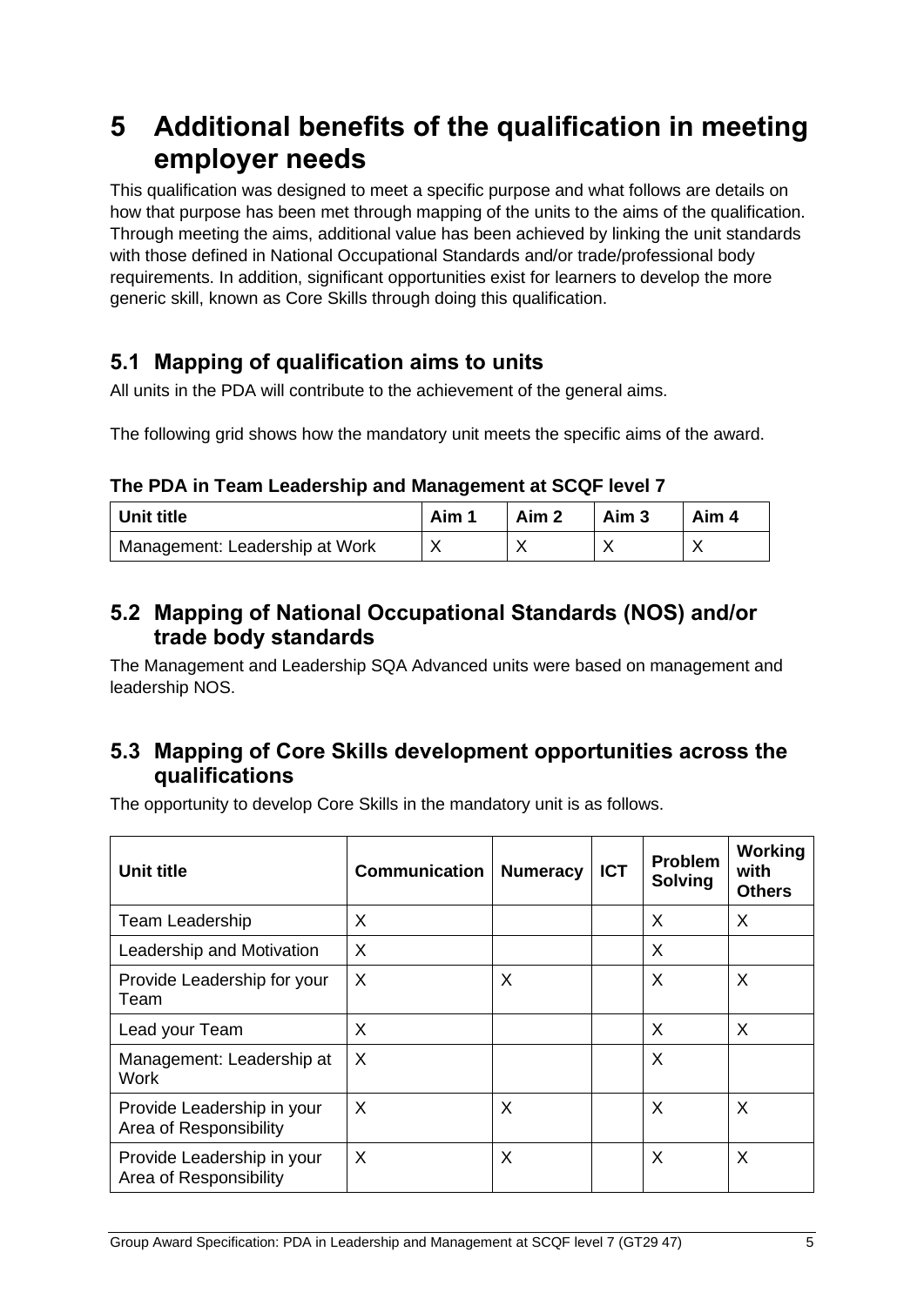# 5 Additional benefits of the qualification in meeting employer needs

This qualification was designed to meet a specific purpose and what follows are details on how that purpose has been met through mapping of the units to the aims of the qualification. Through meeting the aims, additional value has been achieved by linking the unit standards with those defined in National Occupational Standards and/or trade/professional body requirements. In addition, significant opportunities exist for learners to develop the more generic skill, known as Core Skills through doing this qualification.

## 5.1 Mapping of qualification aims to units

All units in the PDA will contribute to the achievement of the general aims.

The following grid shows how the mandatory unit meets the specific aims of the award.

**The PDA in Team Leadership and Management at SCQF level 7**

| Unit title | Aim 1 | Aim 2 | Aim 3 | Aim 4 |
|---|---|---|---|---|
| Management: Leadership at Work | X | X | X | X |

## 5.2 Mapping of National Occupational Standards (NOS) and/or trade body standards

The Management and Leadership SQA Advanced units were based on management and leadership NOS.

## 5.3 Mapping of Core Skills development opportunities across the qualifications

The opportunity to develop Core Skills in the mandatory unit is as follows.

| Unit title | Communication | Numeracy | ICT | Problem Solving | Working with Others |
|---|---|---|---|---|---|
| Team Leadership | X | | | X | X |
| Leadership and Motivation | X | | | X | |
| Provide Leadership for your Team | X | X | | X | X |
| Lead your Team | X | | | X | X |
| Management: Leadership at Work | X | | | X | |
| Provide Leadership in your Area of Responsibility | X | X | | X | X |
| Provide Leadership in your Area of Responsibility | X | X | | X | X |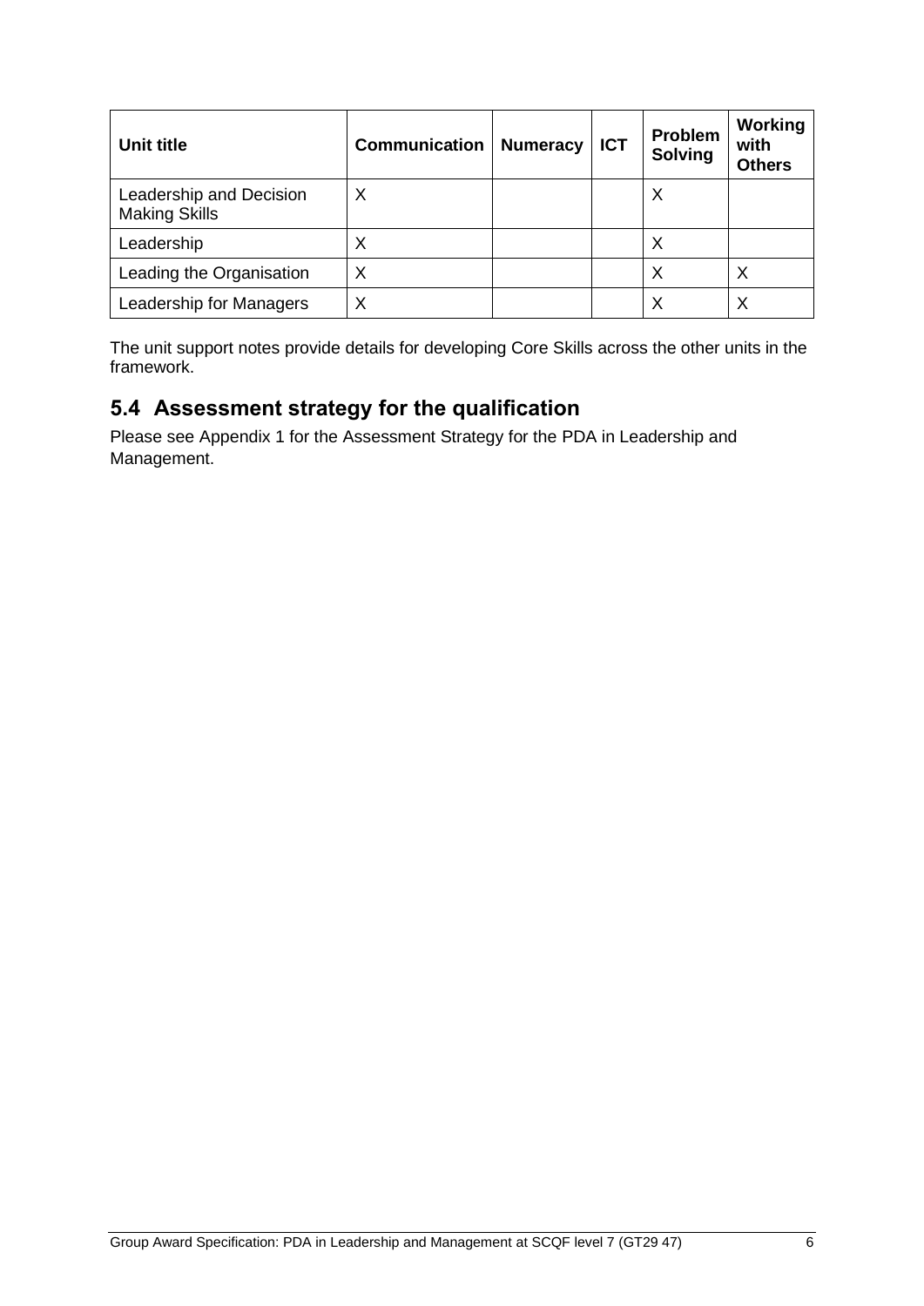| Unit title | Communication | Numeracy | ICT | Problem Solving | Working with Others |
|---|---|---|---|---|---|
| Leadership and Decision Making Skills | X | | | X | |
| Leadership | X | | | X | |
| Leading the Organisation | X | | | X | X |
| Leadership for Managers | X | | | X | X |

The unit support notes provide details for developing Core Skills across the other units in the framework.

## 5.4 Assessment strategy for the qualification

Please see Appendix 1 for the Assessment Strategy for the PDA in Leadership and Management.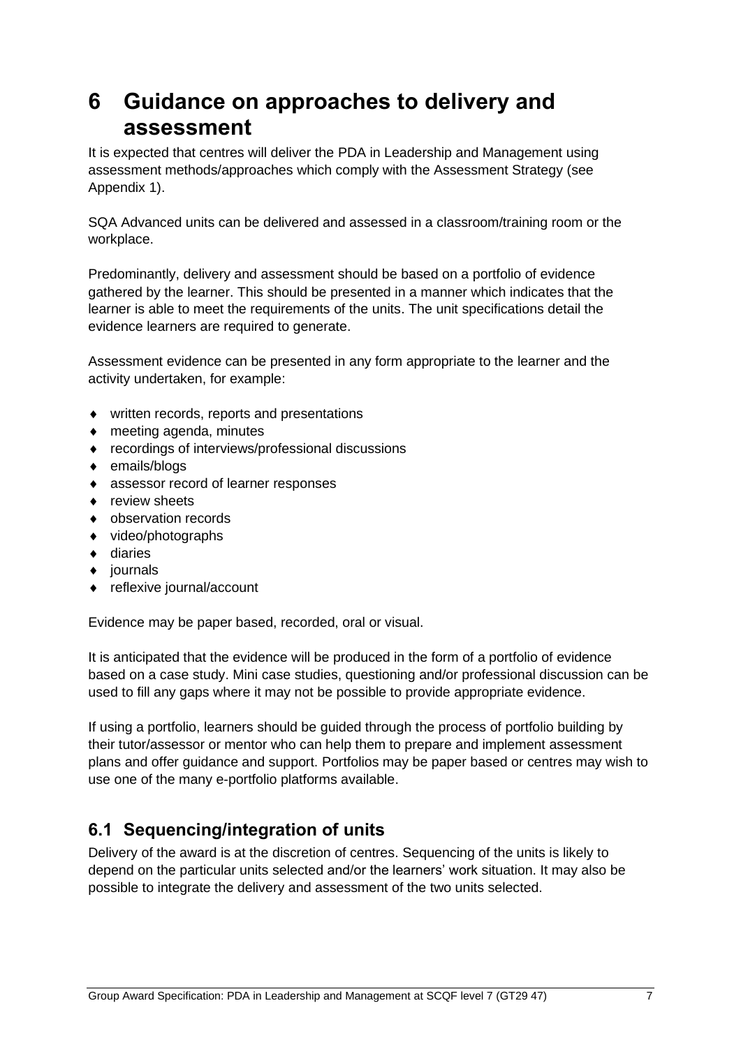# 6 Guidance on approaches to delivery and assessment

It is expected that centres will deliver the PDA in Leadership and Management using assessment methods/approaches which comply with the Assessment Strategy (see Appendix 1).

SQA Advanced units can be delivered and assessed in a classroom/training room or the workplace.

Predominantly, delivery and assessment should be based on a portfolio of evidence gathered by the learner. This should be presented in a manner which indicates that the learner is able to meet the requirements of the units. The unit specifications detail the evidence learners are required to generate.

Assessment evidence can be presented in any form appropriate to the learner and the activity undertaken, for example:

- written records, reports and presentations
- meeting agenda, minutes
- recordings of interviews/professional discussions
- emails/blogs
- assessor record of learner responses
- review sheets
- observation records
- video/photographs
- diaries
- journals
- reflexive journal/account

Evidence may be paper based, recorded, oral or visual.

It is anticipated that the evidence will be produced in the form of a portfolio of evidence based on a case study. Mini case studies, questioning and/or professional discussion can be used to fill any gaps where it may not be possible to provide appropriate evidence.

If using a portfolio, learners should be guided through the process of portfolio building by their tutor/assessor or mentor who can help them to prepare and implement assessment plans and offer guidance and support. Portfolios may be paper based or centres may wish to use one of the many e-portfolio platforms available.

## 6.1 Sequencing/integration of units

Delivery of the award is at the discretion of centres. Sequencing of the units is likely to depend on the particular units selected and/or the learners' work situation. It may also be possible to integrate the delivery and assessment of the two units selected.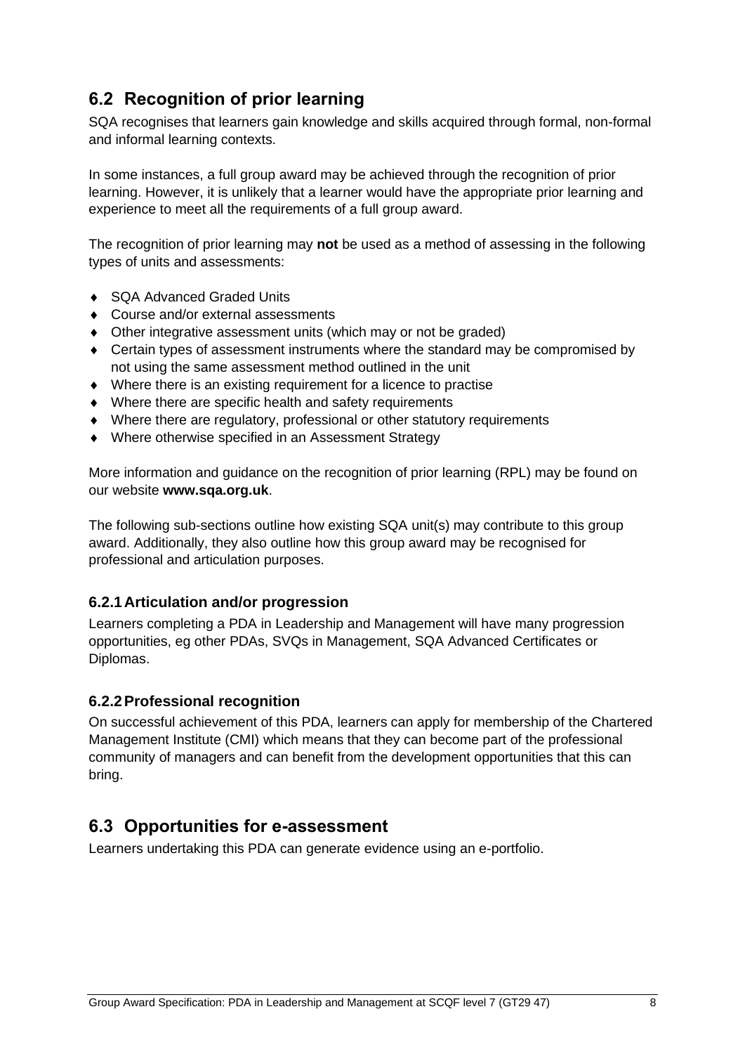## 6.2 Recognition of prior learning

SQA recognises that learners gain knowledge and skills acquired through formal, non-formal and informal learning contexts.

In some instances, a full group award may be achieved through the recognition of prior learning. However, it is unlikely that a learner would have the appropriate prior learning and experience to meet all the requirements of a full group award.

The recognition of prior learning may **not** be used as a method of assessing in the following types of units and assessments:

- SQA Advanced Graded Units
- Course and/or external assessments
- Other integrative assessment units (which may or not be graded)
- Certain types of assessment instruments where the standard may be compromised by not using the same assessment method outlined in the unit
- Where there is an existing requirement for a licence to practise
- Where there are specific health and safety requirements
- Where there are regulatory, professional or other statutory requirements
- Where otherwise specified in an Assessment Strategy

More information and guidance on the recognition of prior learning (RPL) may be found on our website **www.sqa.org.uk**.

The following sub-sections outline how existing SQA unit(s) may contribute to this group award. Additionally, they also outline how this group award may be recognised for professional and articulation purposes.

### 6.2.1 Articulation and/or progression

Learners completing a PDA in Leadership and Management will have many progression opportunities, eg other PDAs, SVQs in Management, SQA Advanced Certificates or Diplomas.

### 6.2.2 Professional recognition

On successful achievement of this PDA, learners can apply for membership of the Chartered Management Institute (CMI) which means that they can become part of the professional community of managers and can benefit from the development opportunities that this can bring.

## 6.3 Opportunities for e-assessment

Learners undertaking this PDA can generate evidence using an e-portfolio.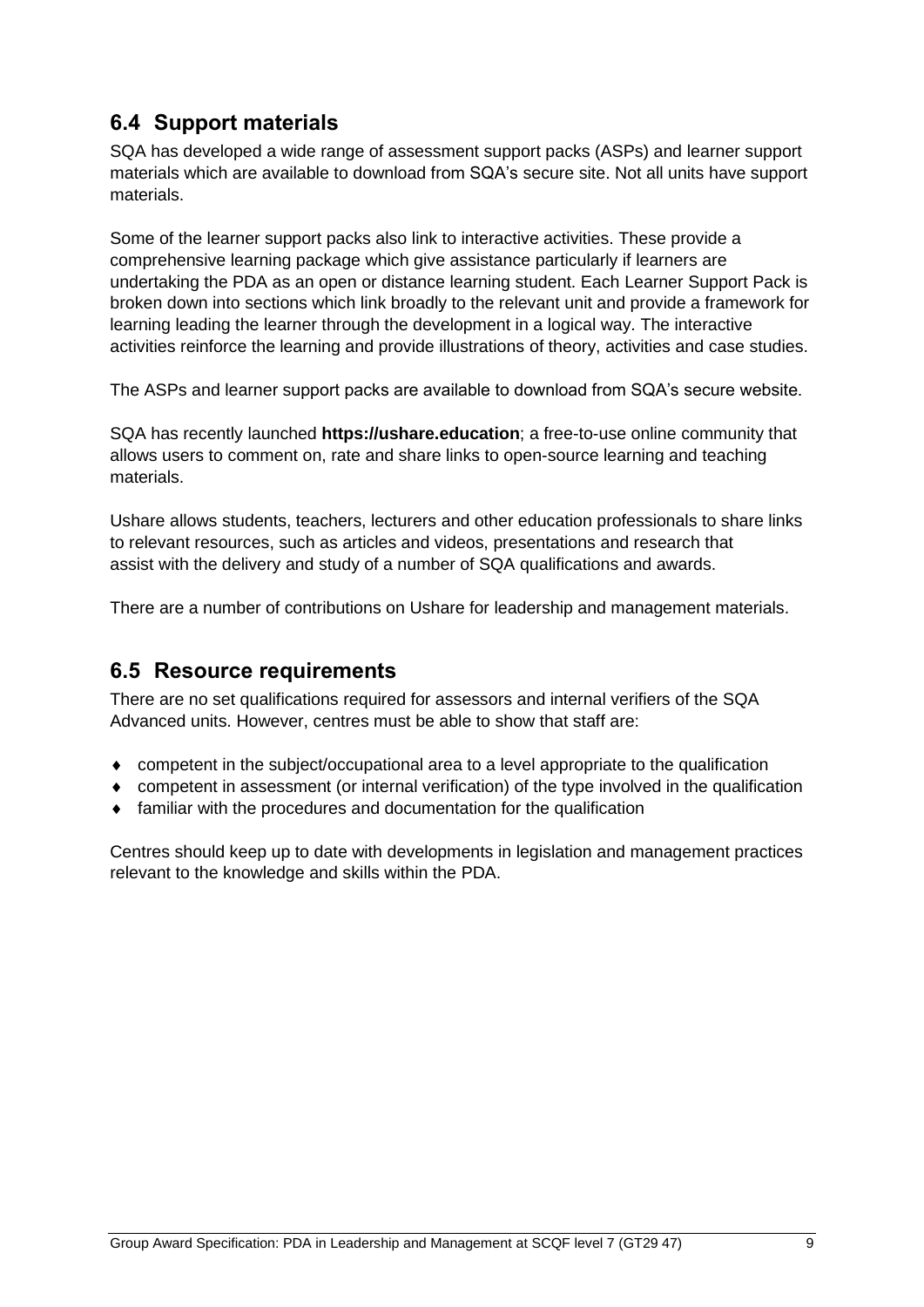## 6.4 Support materials

SQA has developed a wide range of assessment support packs (ASPs) and learner support materials which are available to download from SQA's secure site. Not all units have support materials.

Some of the learner support packs also link to interactive activities. These provide a comprehensive learning package which give assistance particularly if learners are undertaking the PDA as an open or distance learning student. Each Learner Support Pack is broken down into sections which link broadly to the relevant unit and provide a framework for learning leading the learner through the development in a logical way. The interactive activities reinforce the learning and provide illustrations of theory, activities and case studies.

The ASPs and learner support packs are available to download from SQA's secure website.

SQA has recently launched **https://ushare.education**; a free-to-use online community that allows users to comment on, rate and share links to open-source learning and teaching materials.

Ushare allows students, teachers, lecturers and other education professionals to share links to relevant resources, such as articles and videos, presentations and research that assist with the delivery and study of a number of SQA qualifications and awards.

There are a number of contributions on Ushare for leadership and management materials.

## 6.5 Resource requirements

There are no set qualifications required for assessors and internal verifiers of the SQA Advanced units. However, centres must be able to show that staff are:

- competent in the subject/occupational area to a level appropriate to the qualification
- competent in assessment (or internal verification) of the type involved in the qualification
- familiar with the procedures and documentation for the qualification

Centres should keep up to date with developments in legislation and management practices relevant to the knowledge and skills within the PDA.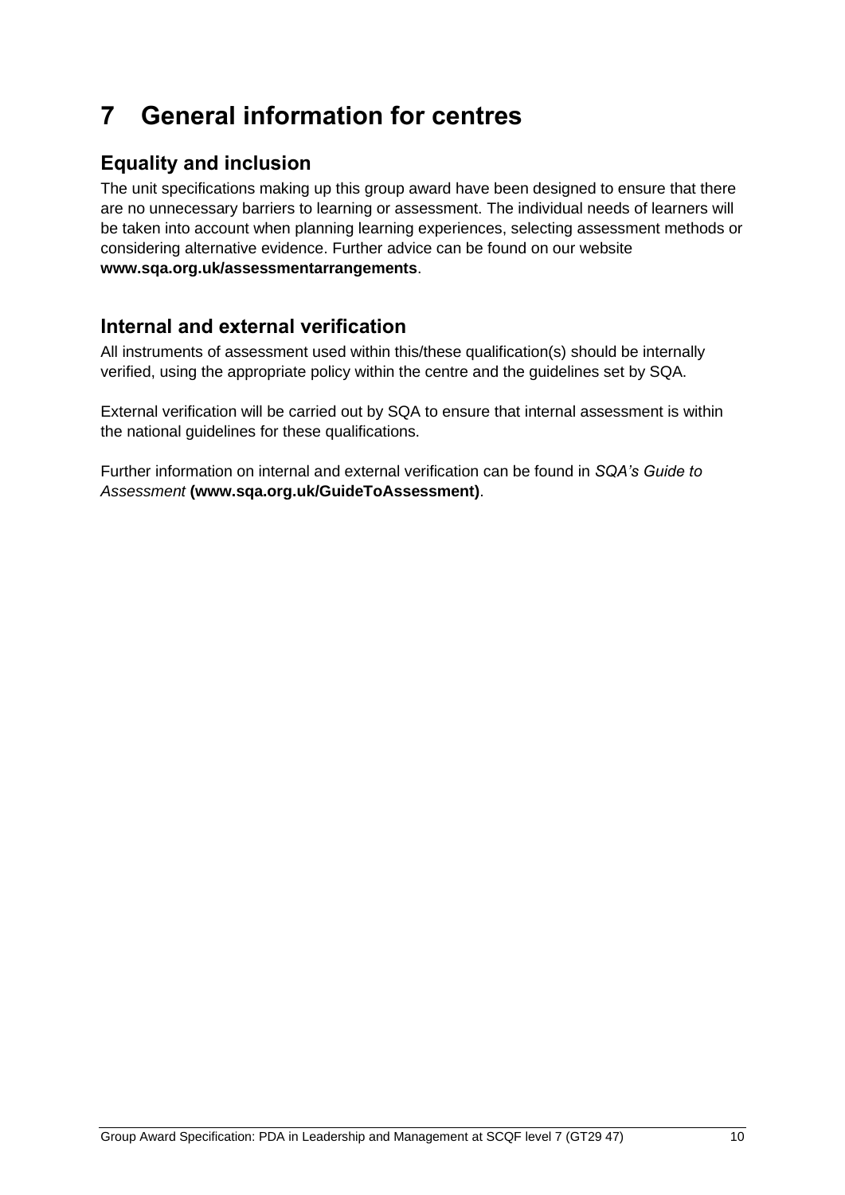# 7 General information for centres

## Equality and inclusion

The unit specifications making up this group award have been designed to ensure that there are no unnecessary barriers to learning or assessment. The individual needs of learners will be taken into account when planning learning experiences, selecting assessment methods or considering alternative evidence. Further advice can be found on our website **www.sqa.org.uk/assessmentarrangements**.

## Internal and external verification

All instruments of assessment used within this/these qualification(s) should be internally verified, using the appropriate policy within the centre and the guidelines set by SQA.

External verification will be carried out by SQA to ensure that internal assessment is within the national guidelines for these qualifications.

Further information on internal and external verification can be found in *SQA's Guide to Assessment* **(www.sqa.org.uk/GuideToAssessment)**.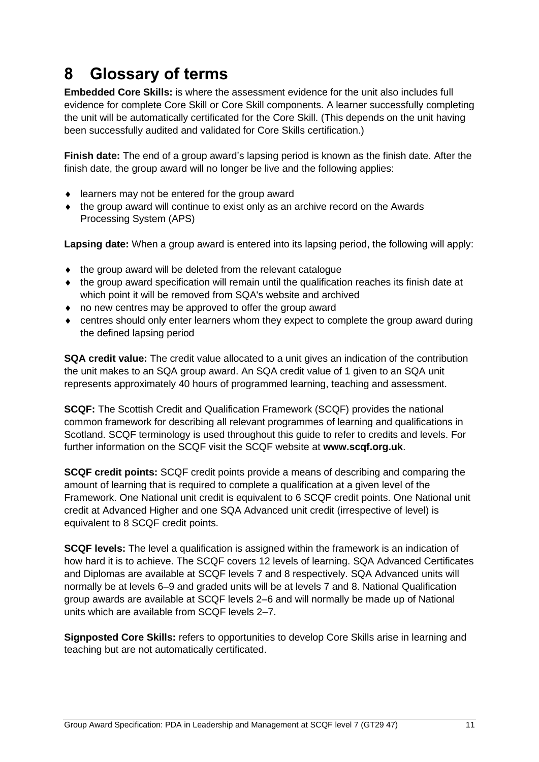# 8 Glossary of terms

**Embedded Core Skills:** is where the assessment evidence for the unit also includes full evidence for complete Core Skill or Core Skill components. A learner successfully completing the unit will be automatically certificated for the Core Skill. (This depends on the unit having been successfully audited and validated for Core Skills certification.)

**Finish date:** The end of a group award's lapsing period is known as the finish date. After the finish date, the group award will no longer be live and the following applies:

- learners may not be entered for the group award
- the group award will continue to exist only as an archive record on the Awards Processing System (APS)

**Lapsing date:** When a group award is entered into its lapsing period, the following will apply:

- the group award will be deleted from the relevant catalogue
- the group award specification will remain until the qualification reaches its finish date at which point it will be removed from SQA's website and archived
- no new centres may be approved to offer the group award
- centres should only enter learners whom they expect to complete the group award during the defined lapsing period

**SQA credit value:** The credit value allocated to a unit gives an indication of the contribution the unit makes to an SQA group award. An SQA credit value of 1 given to an SQA unit represents approximately 40 hours of programmed learning, teaching and assessment.

**SCQF:** The Scottish Credit and Qualification Framework (SCQF) provides the national common framework for describing all relevant programmes of learning and qualifications in Scotland. SCQF terminology is used throughout this guide to refer to credits and levels. For further information on the SCQF visit the SCQF website at **www.scqf.org.uk**.

**SCQF credit points:** SCQF credit points provide a means of describing and comparing the amount of learning that is required to complete a qualification at a given level of the Framework. One National unit credit is equivalent to 6 SCQF credit points. One National unit credit at Advanced Higher and one SQA Advanced unit credit (irrespective of level) is equivalent to 8 SCQF credit points.

**SCQF levels:** The level a qualification is assigned within the framework is an indication of how hard it is to achieve. The SCQF covers 12 levels of learning. SQA Advanced Certificates and Diplomas are available at SCQF levels 7 and 8 respectively. SQA Advanced units will normally be at levels 6–9 and graded units will be at levels 7 and 8. National Qualification group awards are available at SCQF levels 2–6 and will normally be made up of National units which are available from SCQF levels 2–7.

**Signposted Core Skills:** refers to opportunities to develop Core Skills arise in learning and teaching but are not automatically certificated.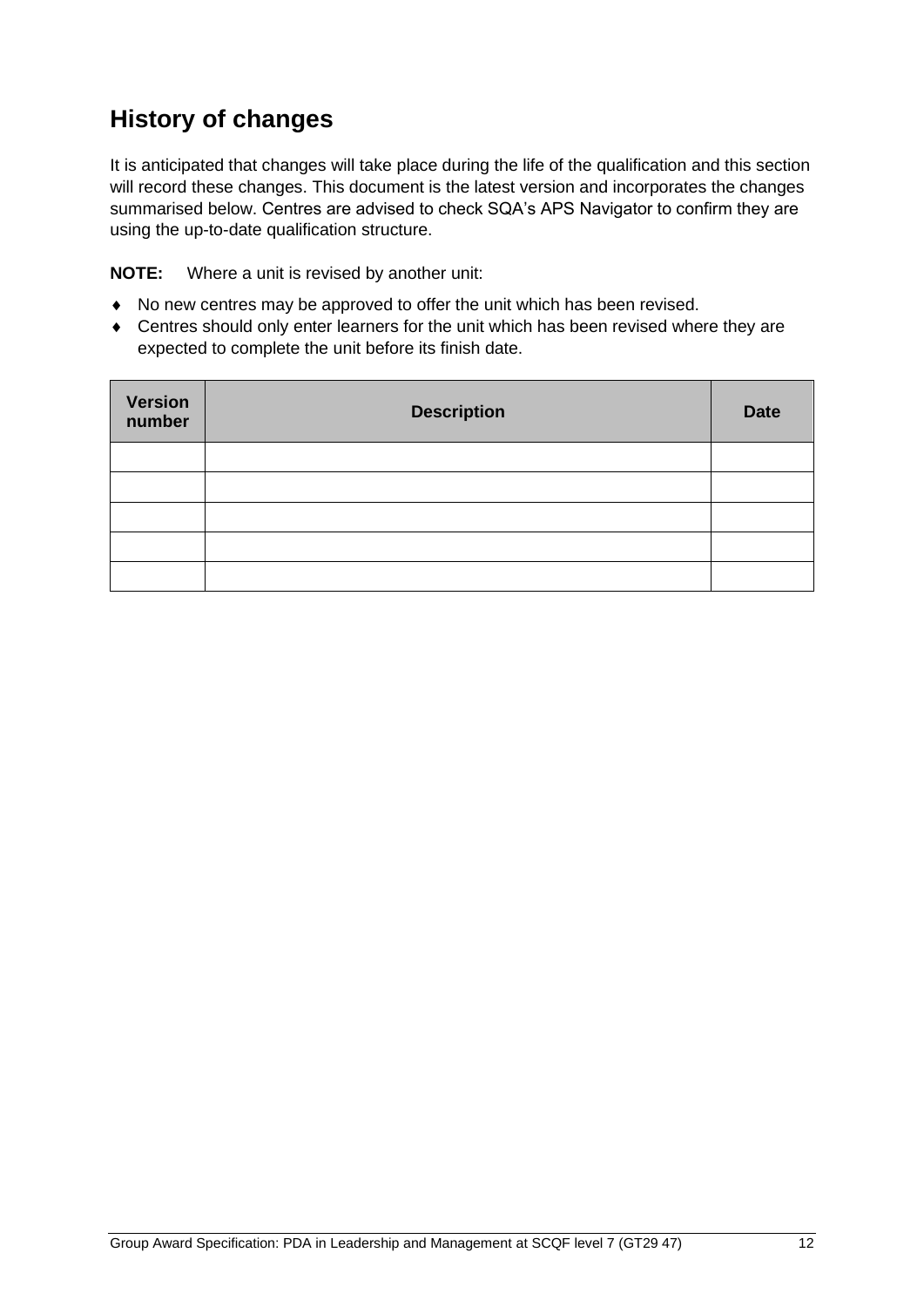## History of changes

It is anticipated that changes will take place during the life of the qualification and this section will record these changes. This document is the latest version and incorporates the changes summarised below. Centres are advised to check SQA's APS Navigator to confirm they are using the up-to-date qualification structure.

**NOTE:** Where a unit is revised by another unit:

- No new centres may be approved to offer the unit which has been revised.
- Centres should only enter learners for the unit which has been revised where they are expected to complete the unit before its finish date.

| Version number | Description | Date |
|---|---|---|
| | | |
| | | |
| | | |
| | | |
| | | |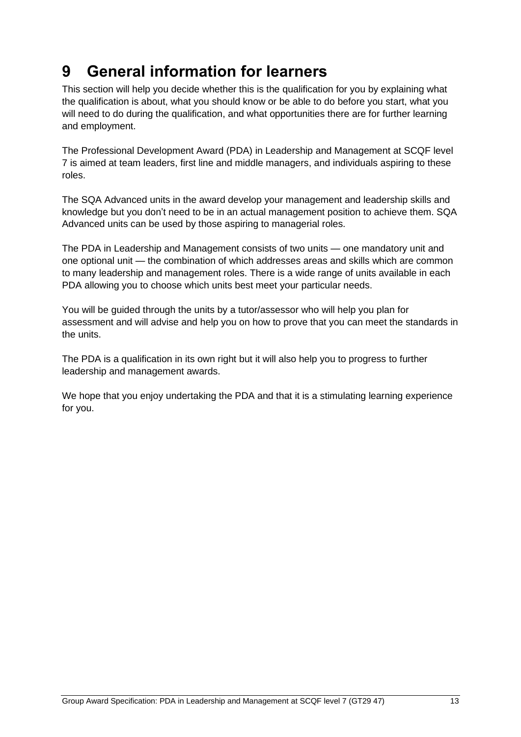# 9 General information for learners

This section will help you decide whether this is the qualification for you by explaining what the qualification is about, what you should know or be able to do before you start, what you will need to do during the qualification, and what opportunities there are for further learning and employment.

The Professional Development Award (PDA) in Leadership and Management at SCQF level 7 is aimed at team leaders, first line and middle managers, and individuals aspiring to these roles.

The SQA Advanced units in the award develop your management and leadership skills and knowledge but you don't need to be in an actual management position to achieve them. SQA Advanced units can be used by those aspiring to managerial roles.

The PDA in Leadership and Management consists of two units — one mandatory unit and one optional unit — the combination of which addresses areas and skills which are common to many leadership and management roles. There is a wide range of units available in each PDA allowing you to choose which units best meet your particular needs.

You will be guided through the units by a tutor/assessor who will help you plan for assessment and will advise and help you on how to prove that you can meet the standards in the units.

The PDA is a qualification in its own right but it will also help you to progress to further leadership and management awards.

We hope that you enjoy undertaking the PDA and that it is a stimulating learning experience for you.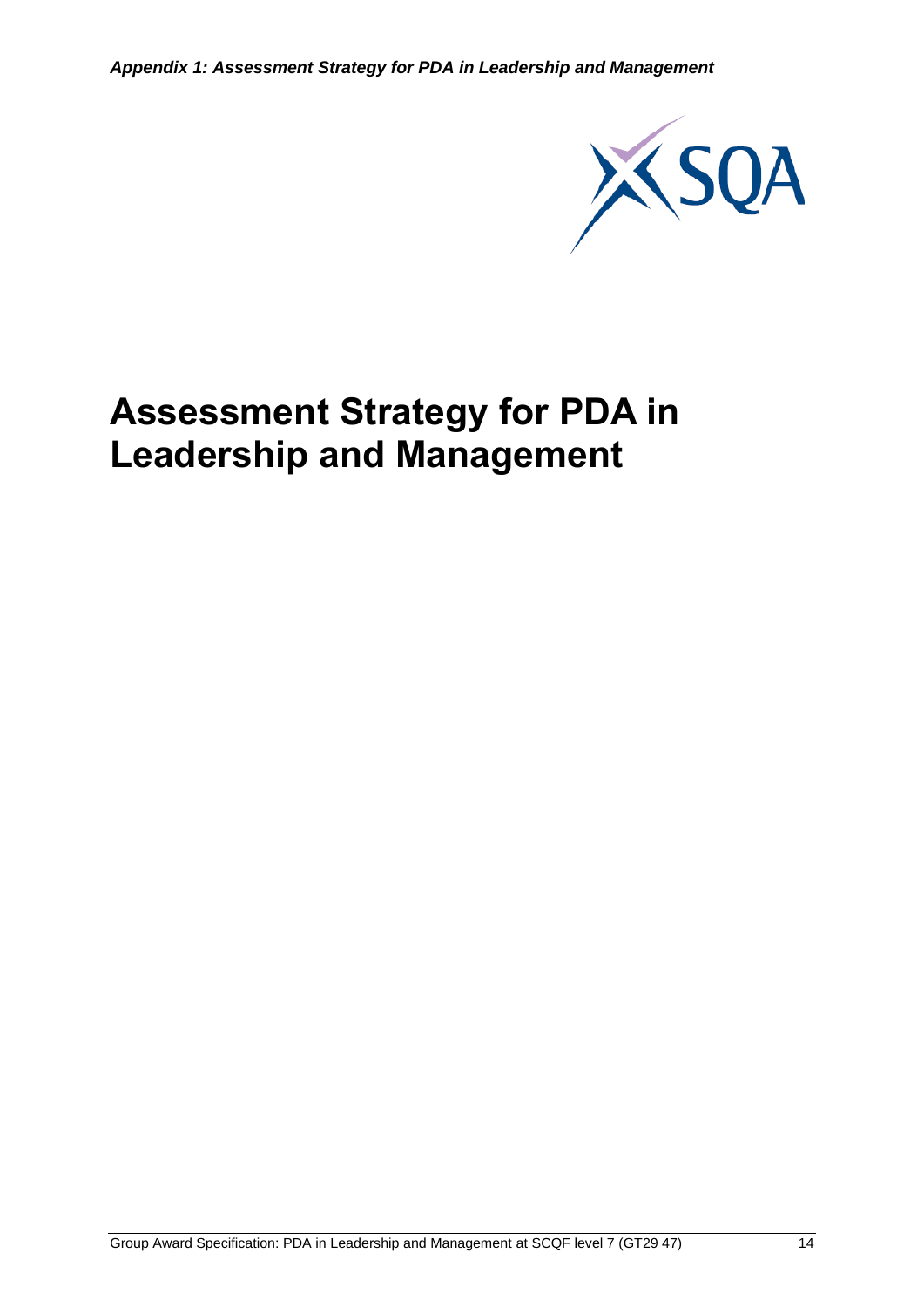# Assessment Strategy for PDA in Leadership and Management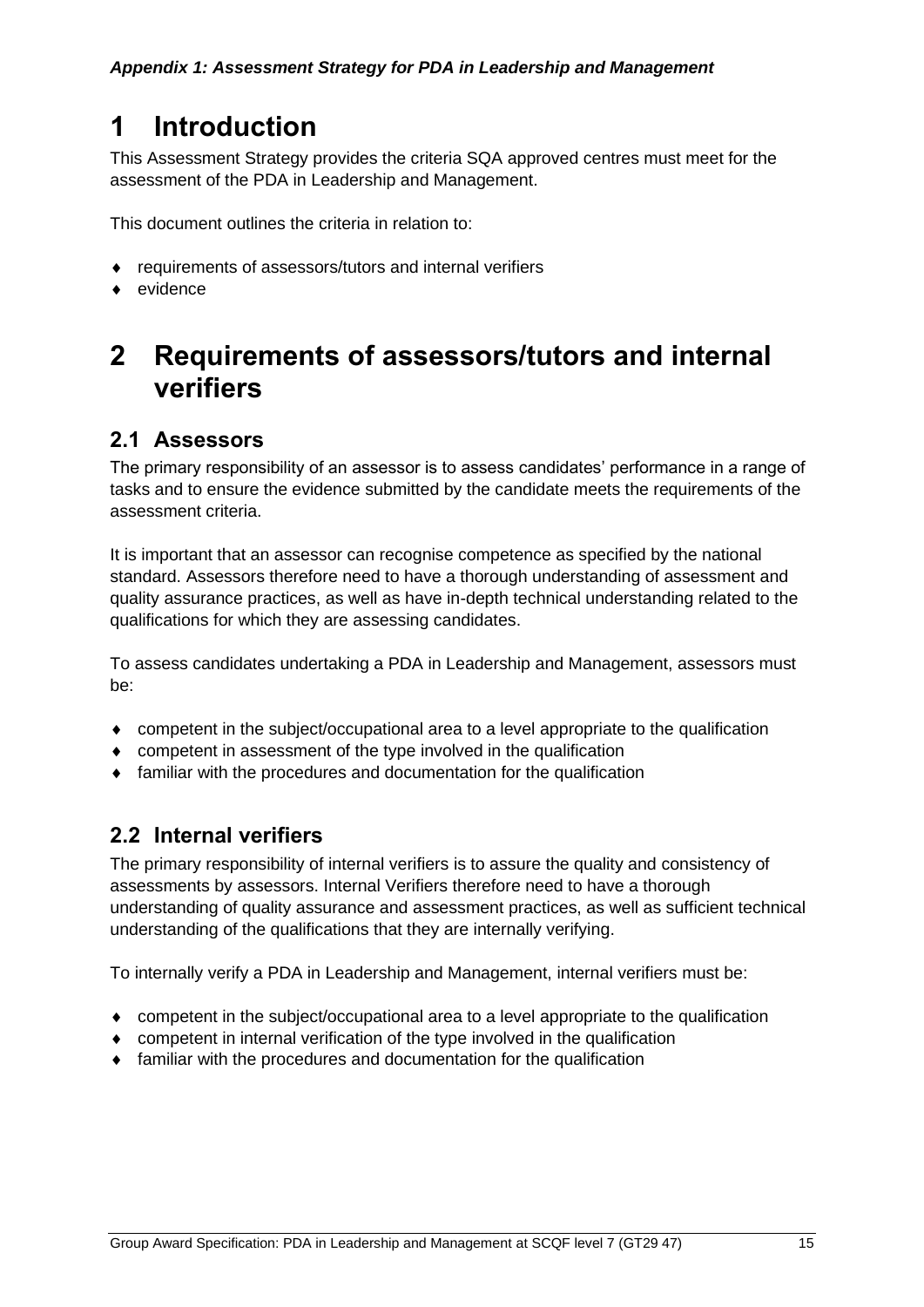*Appendix 1: Assessment Strategy for PDA in Leadership and Management*

# 1 Introduction

This Assessment Strategy provides the criteria SQA approved centres must meet for the assessment of the PDA in Leadership and Management.

This document outlines the criteria in relation to:

- requirements of assessors/tutors and internal verifiers
- evidence

# 2 Requirements of assessors/tutors and internal verifiers

## 2.1 Assessors

The primary responsibility of an assessor is to assess candidates' performance in a range of tasks and to ensure the evidence submitted by the candidate meets the requirements of the assessment criteria.

It is important that an assessor can recognise competence as specified by the national standard. Assessors therefore need to have a thorough understanding of assessment and quality assurance practices, as well as have in-depth technical understanding related to the qualifications for which they are assessing candidates.

To assess candidates undertaking a PDA in Leadership and Management, assessors must be:

- competent in the subject/occupational area to a level appropriate to the qualification
- competent in assessment of the type involved in the qualification
- familiar with the procedures and documentation for the qualification

## 2.2 Internal verifiers

The primary responsibility of internal verifiers is to assure the quality and consistency of assessments by assessors. Internal Verifiers therefore need to have a thorough understanding of quality assurance and assessment practices, as well as sufficient technical understanding of the qualifications that they are internally verifying.

To internally verify a PDA in Leadership and Management, internal verifiers must be:

- competent in the subject/occupational area to a level appropriate to the qualification
- competent in internal verification of the type involved in the qualification
- familiar with the procedures and documentation for the qualification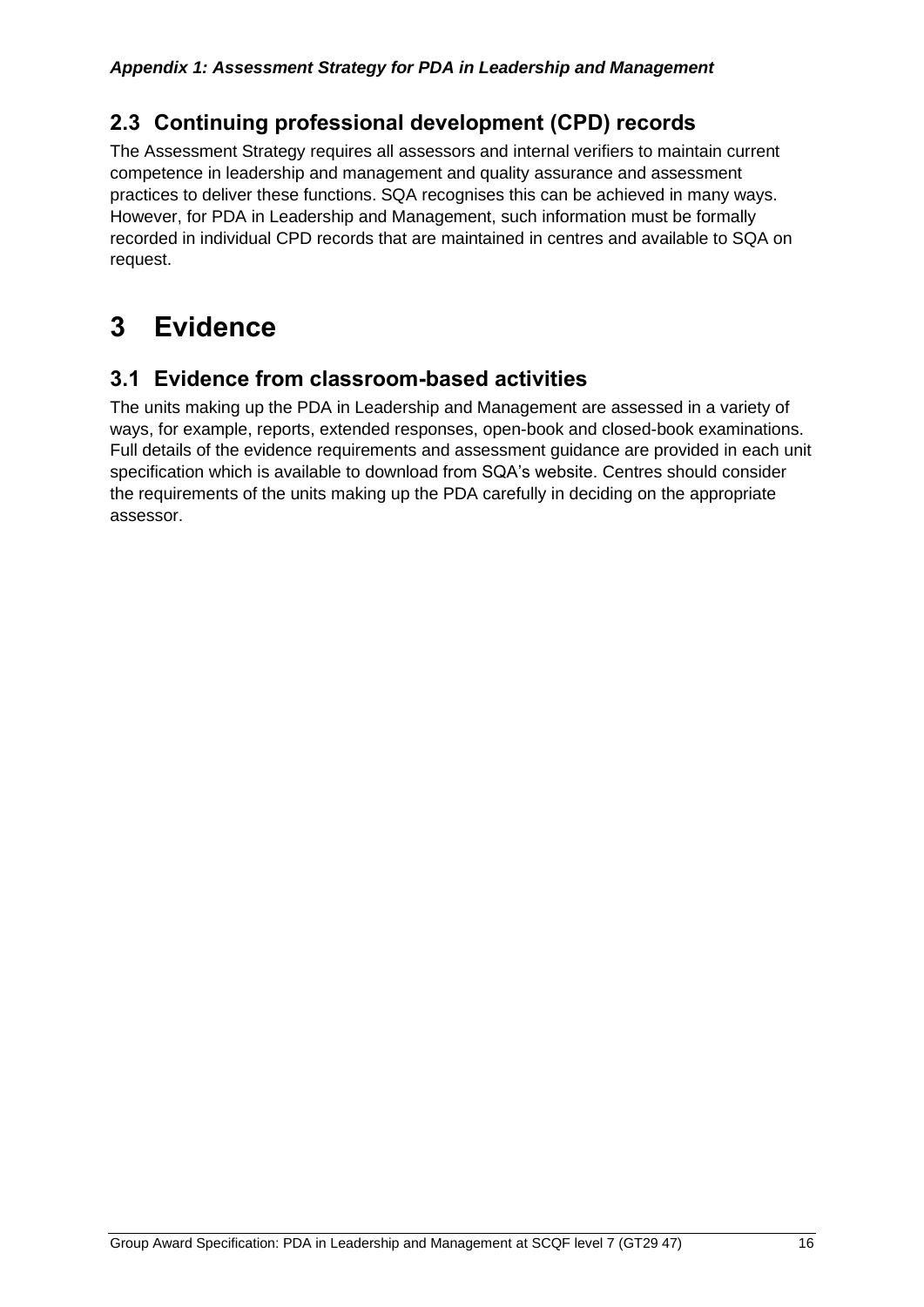## 2.3 Continuing professional development (CPD) records

The Assessment Strategy requires all assessors and internal verifiers to maintain current competence in leadership and management and quality assurance and assessment practices to deliver these functions. SQA recognises this can be achieved in many ways. However, for PDA in Leadership and Management, such information must be formally recorded in individual CPD records that are maintained in centres and available to SQA on request.

# 3 Evidence

## 3.1 Evidence from classroom-based activities

The units making up the PDA in Leadership and Management are assessed in a variety of ways, for example, reports, extended responses, open-book and closed-book examinations. Full details of the evidence requirements and assessment guidance are provided in each unit specification which is available to download from SQA's website. Centres should consider the requirements of the units making up the PDA carefully in deciding on the appropriate assessor.